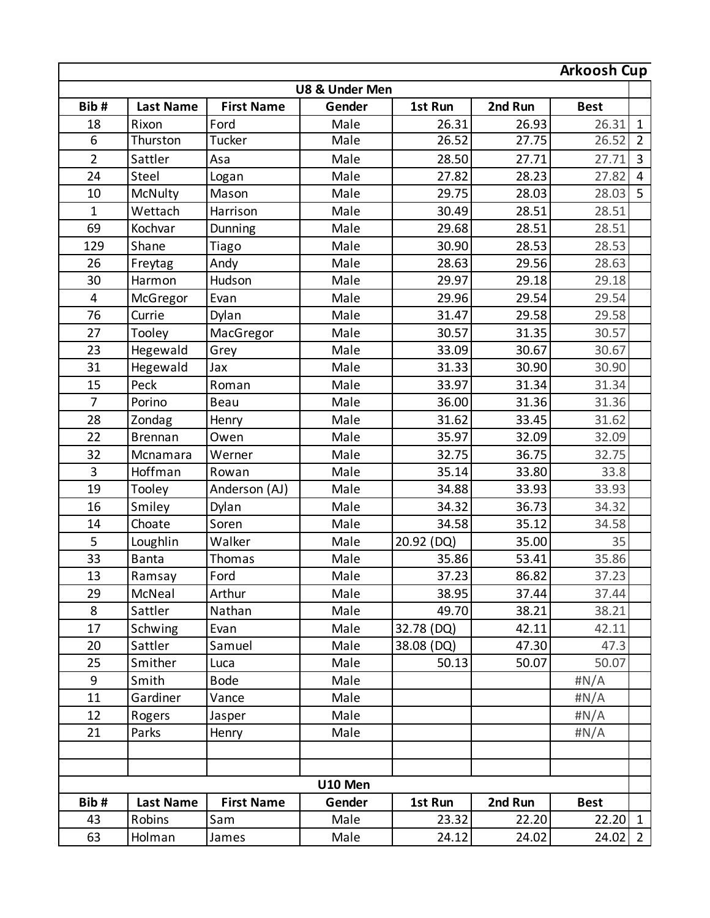# Arkoosh Cup

## U8 & Under Men

| Bib # | Last Name | First Name | Gender | 1st Run | 2nd Run | Best | |
|---|---|---|---|---|---|---|---|
| 18 | Rixon | Ford | Male | 26.31 | 26.93 | 26.31 | 1 |
| 6 | Thurston | Tucker | Male | 26.52 | 27.75 | 26.52 | 2 |
| 2 | Sattler | Asa | Male | 28.50 | 27.71 | 27.71 | 3 |
| 24 | Steel | Logan | Male | 27.82 | 28.23 | 27.82 | 4 |
| 10 | McNulty | Mason | Male | 29.75 | 28.03 | 28.03 | 5 |
| 1 | Wettach | Harrison | Male | 30.49 | 28.51 | 28.51 | |
| 69 | Kochvar | Dunning | Male | 29.68 | 28.51 | 28.51 | |
| 129 | Shane | Tiago | Male | 30.90 | 28.53 | 28.53 | |
| 26 | Freytag | Andy | Male | 28.63 | 29.56 | 28.63 | |
| 30 | Harmon | Hudson | Male | 29.97 | 29.18 | 29.18 | |
| 4 | McGregor | Evan | Male | 29.96 | 29.54 | 29.54 | |
| 76 | Currie | Dylan | Male | 31.47 | 29.58 | 29.58 | |
| 27 | Tooley | MacGregor | Male | 30.57 | 31.35 | 30.57 | |
| 23 | Hegewald | Grey | Male | 33.09 | 30.67 | 30.67 | |
| 31 | Hegewald | Jax | Male | 31.33 | 30.90 | 30.90 | |
| 15 | Peck | Roman | Male | 33.97 | 31.34 | 31.34 | |
| 7 | Porino | Beau | Male | 36.00 | 31.36 | 31.36 | |
| 28 | Zondag | Henry | Male | 31.62 | 33.45 | 31.62 | |
| 22 | Brennan | Owen | Male | 35.97 | 32.09 | 32.09 | |
| 32 | Mcnamara | Werner | Male | 32.75 | 36.75 | 32.75 | |
| 3 | Hoffman | Rowan | Male | 35.14 | 33.80 | 33.8 | |
| 19 | Tooley | Anderson (AJ) | Male | 34.88 | 33.93 | 33.93 | |
| 16 | Smiley | Dylan | Male | 34.32 | 36.73 | 34.32 | |
| 14 | Choate | Soren | Male | 34.58 | 35.12 | 34.58 | |
| 5 | Loughlin | Walker | Male | 20.92 (DQ) | 35.00 | 35 | |
| 33 | Banta | Thomas | Male | 35.86 | 53.41 | 35.86 | |
| 13 | Ramsay | Ford | Male | 37.23 | 86.82 | 37.23 | |
| 29 | McNeal | Arthur | Male | 38.95 | 37.44 | 37.44 | |
| 8 | Sattler | Nathan | Male | 49.70 | 38.21 | 38.21 | |
| 17 | Schwing | Evan | Male | 32.78 (DQ) | 42.11 | 42.11 | |
| 20 | Sattler | Samuel | Male | 38.08 (DQ) | 47.30 | 47.3 | |
| 25 | Smither | Luca | Male | 50.13 | 50.07 | 50.07 | |
| 9 | Smith | Bode | Male | | | #N/A | |
| 11 | Gardiner | Vance | Male | | | #N/A | |
| 12 | Rogers | Jasper | Male | | | #N/A | |
| 21 | Parks | Henry | Male | | | #N/A | |

## U10 Men

| Bib # | Last Name | First Name | Gender | 1st Run | 2nd Run | Best | |
|---|---|---|---|---|---|---|---|
| 43 | Robins | Sam | Male | 23.32 | 22.20 | 22.20 | 1 |
| 63 | Holman | James | Male | 24.12 | 24.02 | 24.02 | 2 |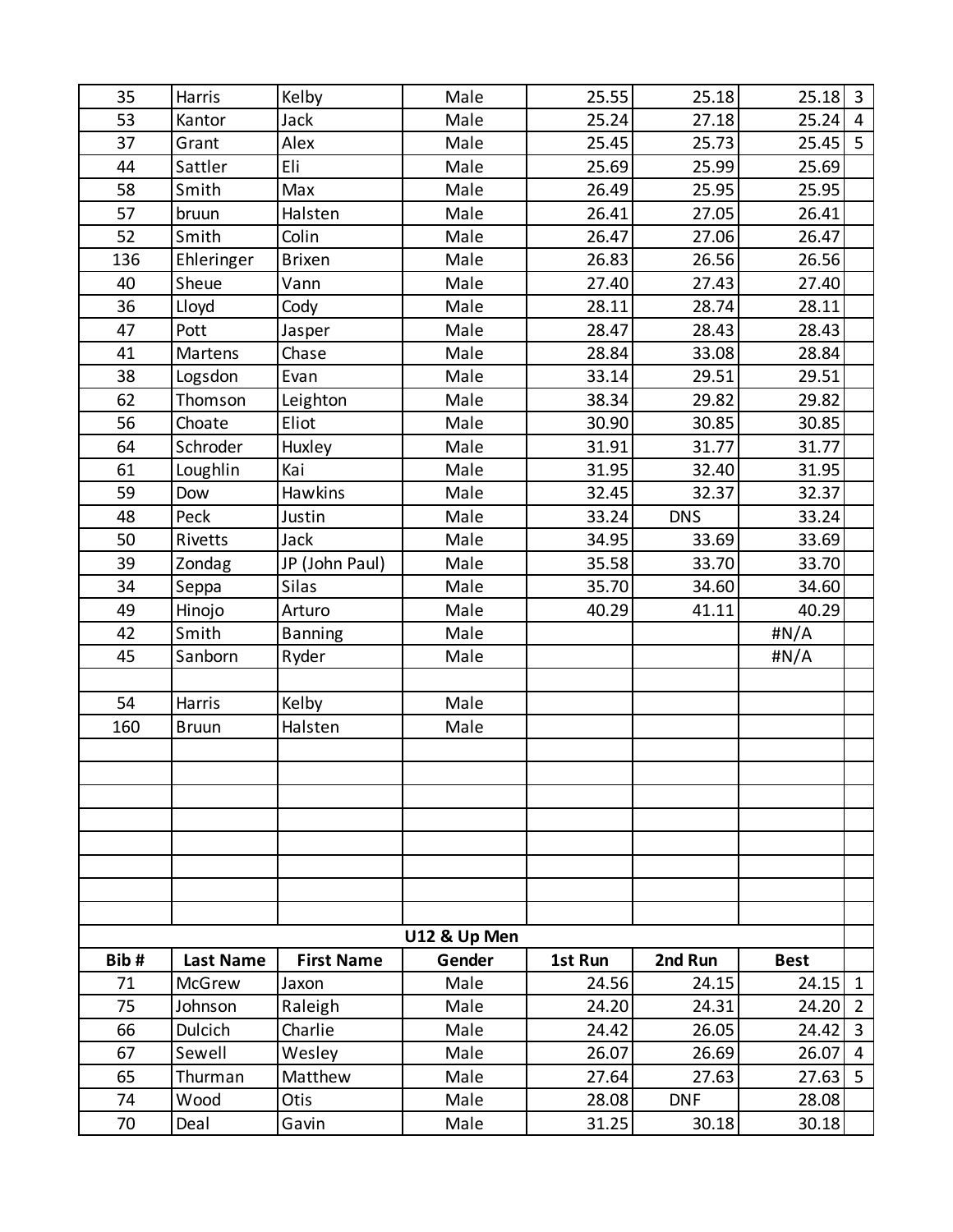| | | | | | | | |
|---|---|---|---|---|---|---|---|
| 35 | Harris | Kelby | Male | 25.55 | 25.18 | 25.18 | 3 |
| 53 | Kantor | Jack | Male | 25.24 | 27.18 | 25.24 | 4 |
| 37 | Grant | Alex | Male | 25.45 | 25.73 | 25.45 | 5 |
| 44 | Sattler | Eli | Male | 25.69 | 25.99 | 25.69 | |
| 58 | Smith | Max | Male | 26.49 | 25.95 | 25.95 | |
| 57 | bruun | Halsten | Male | 26.41 | 27.05 | 26.41 | |
| 52 | Smith | Colin | Male | 26.47 | 27.06 | 26.47 | |
| 136 | Ehleringer | Brixen | Male | 26.83 | 26.56 | 26.56 | |
| 40 | Sheue | Vann | Male | 27.40 | 27.43 | 27.40 | |
| 36 | Lloyd | Cody | Male | 28.11 | 28.74 | 28.11 | |
| 47 | Pott | Jasper | Male | 28.47 | 28.43 | 28.43 | |
| 41 | Martens | Chase | Male | 28.84 | 33.08 | 28.84 | |
| 38 | Logsdon | Evan | Male | 33.14 | 29.51 | 29.51 | |
| 62 | Thomson | Leighton | Male | 38.34 | 29.82 | 29.82 | |
| 56 | Choate | Eliot | Male | 30.90 | 30.85 | 30.85 | |
| 64 | Schroder | Huxley | Male | 31.91 | 31.77 | 31.77 | |
| 61 | Loughlin | Kai | Male | 31.95 | 32.40 | 31.95 | |
| 59 | Dow | Hawkins | Male | 32.45 | 32.37 | 32.37 | |
| 48 | Peck | Justin | Male | 33.24 | DNS | 33.24 | |
| 50 | Rivetts | Jack | Male | 34.95 | 33.69 | 33.69 | |
| 39 | Zondag | JP (John Paul) | Male | 35.58 | 33.70 | 33.70 | |
| 34 | Seppa | Silas | Male | 35.70 | 34.60 | 34.60 | |
| 49 | Hinojo | Arturo | Male | 40.29 | 41.11 | 40.29 | |
| 42 | Smith | Banning | Male | | | #N/A | |
| 45 | Sanborn | Ryder | Male | | | #N/A | |
| | | | | | | | |
| 54 | Harris | Kelby | Male | | | | |
| 160 | Bruun | Halsten | Male | | | | |
| | | | | | | | |
| | | | | | | | |
| | | | | | | | |
| | | | | | | | |
| | | | | | | | |
| | | | | | | | |
| | | | | | | | |
| | | | | | | | |
| | | | U12 & Up Men | | | | |
| **Bib #** | **Last Name** | **First Name** | **Gender** | **1st Run** | **2nd Run** | **Best** | |
| 71 | McGrew | Jaxon | Male | 24.56 | 24.15 | 24.15 | 1 |
| 75 | Johnson | Raleigh | Male | 24.20 | 24.31 | 24.20 | 2 |
| 66 | Dulcich | Charlie | Male | 24.42 | 26.05 | 24.42 | 3 |
| 67 | Sewell | Wesley | Male | 26.07 | 26.69 | 26.07 | 4 |
| 65 | Thurman | Matthew | Male | 27.64 | 27.63 | 27.63 | 5 |
| 74 | Wood | Otis | Male | 28.08 | DNF | 28.08 | |
| 70 | Deal | Gavin | Male | 31.25 | 30.18 | 30.18 | |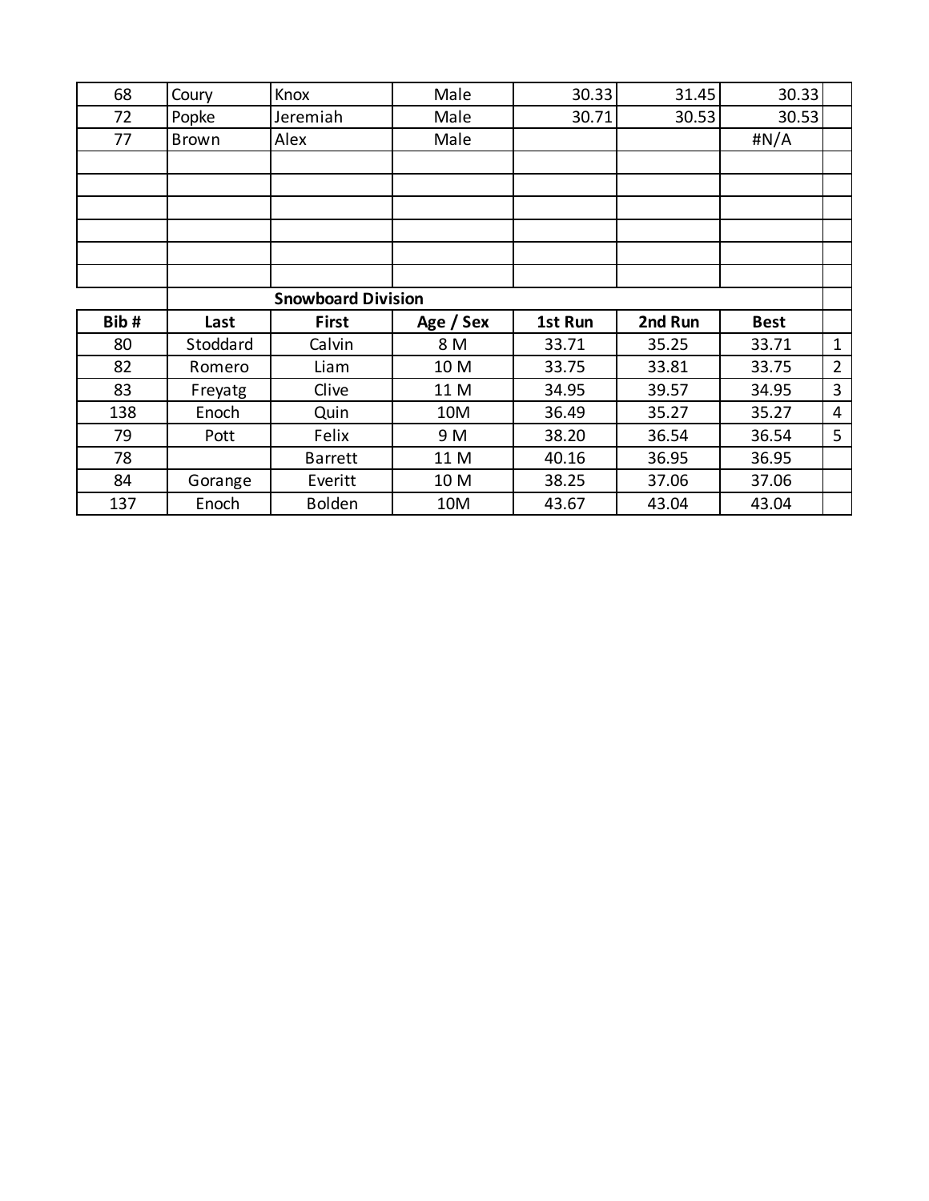| | | | | | | | |
|---|---|---|---|---|---|---|---|
| 68 | Coury | Knox | Male | 30.33 | 31.45 | 30.33 | |
| 72 | Popke | Jeremiah | Male | 30.71 | 30.53 | 30.53 | |
| 77 | Brown | Alex | Male | | | #N/A | |
| | | | | | | | |
| | | | | | | | |
| | | | | | | | |
| | | | | | | | |
| | | | | | | | |
| | | | | | | | |

| | **Snowboard Division** | | | | | | |
|---|---|---|---|---|---|---|---|
| **Bib #** | **Last** | **First** | **Age / Sex** | **1st Run** | **2nd Run** | **Best** | |
| 80 | Stoddard | Calvin | 8 M | 33.71 | 35.25 | 33.71 | 1 |
| 82 | Romero | Liam | 10 M | 33.75 | 33.81 | 33.75 | 2 |
| 83 | Freyatg | Clive | 11 M | 34.95 | 39.57 | 34.95 | 3 |
| 138 | Enoch | Quin | 10M | 36.49 | 35.27 | 35.27 | 4 |
| 79 | Pott | Felix | 9 M | 38.20 | 36.54 | 36.54 | 5 |
| 78 | | Barrett | 11 M | 40.16 | 36.95 | 36.95 | |
| 84 | Gorange | Everitt | 10 M | 38.25 | 37.06 | 37.06 | |
| 137 | Enoch | Bolden | 10M | 43.67 | 43.04 | 43.04 | |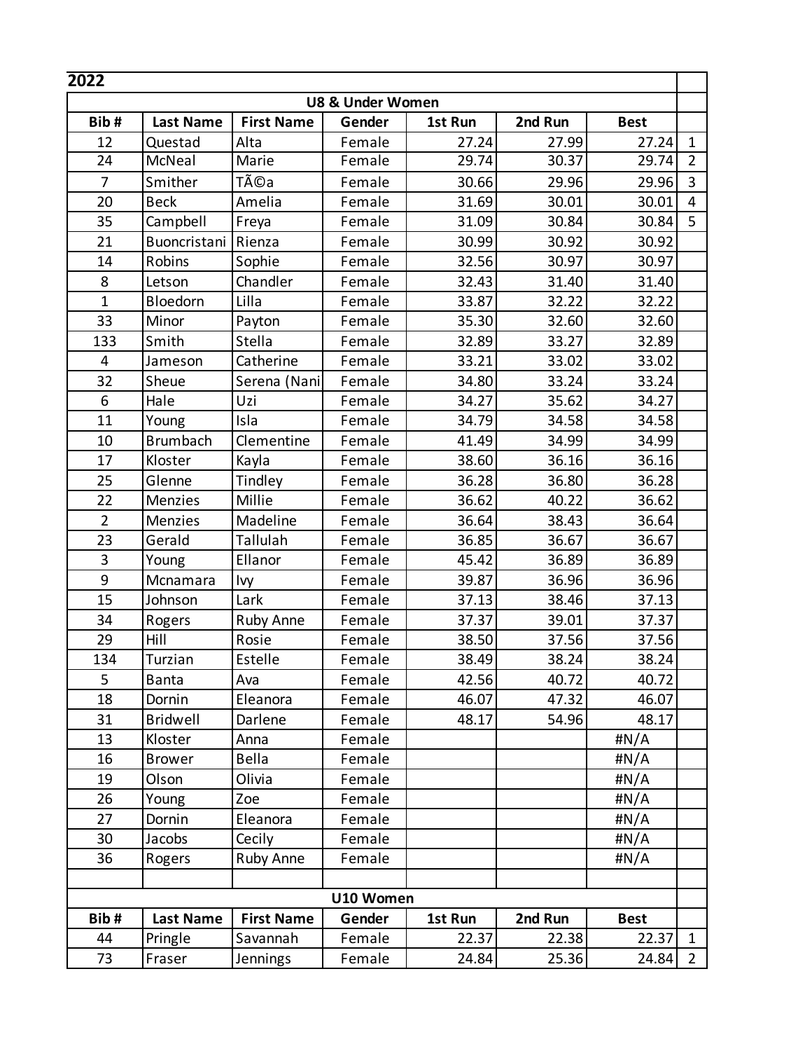| 2022 | | | | | | | |
|---|---|---|---|---|---|---|---|
| U8 & Under Women | | | | | | | |
| Bib # | Last Name | First Name | Gender | 1st Run | 2nd Run | Best | |
| 12 | Questad | Alta | Female | 27.24 | 27.99 | 27.24 | 1 |
| 24 | McNeal | Marie | Female | 29.74 | 30.37 | 29.74 | 2 |
| 7 | Smither | TÃ©a | Female | 30.66 | 29.96 | 29.96 | 3 |
| 20 | Beck | Amelia | Female | 31.69 | 30.01 | 30.01 | 4 |
| 35 | Campbell | Freya | Female | 31.09 | 30.84 | 30.84 | 5 |
| 21 | Buoncristani | Rienza | Female | 30.99 | 30.92 | 30.92 | |
| 14 | Robins | Sophie | Female | 32.56 | 30.97 | 30.97 | |
| 8 | Letson | Chandler | Female | 32.43 | 31.40 | 31.40 | |
| 1 | Bloedorn | Lilla | Female | 33.87 | 32.22 | 32.22 | |
| 33 | Minor | Payton | Female | 35.30 | 32.60 | 32.60 | |
| 133 | Smith | Stella | Female | 32.89 | 33.27 | 32.89 | |
| 4 | Jameson | Catherine | Female | 33.21 | 33.02 | 33.02 | |
| 32 | Sheue | Serena (Nani | Female | 34.80 | 33.24 | 33.24 | |
| 6 | Hale | Uzi | Female | 34.27 | 35.62 | 34.27 | |
| 11 | Young | Isla | Female | 34.79 | 34.58 | 34.58 | |
| 10 | Brumbach | Clementine | Female | 41.49 | 34.99 | 34.99 | |
| 17 | Kloster | Kayla | Female | 38.60 | 36.16 | 36.16 | |
| 25 | Glenne | Tindley | Female | 36.28 | 36.80 | 36.28 | |
| 22 | Menzies | Millie | Female | 36.62 | 40.22 | 36.62 | |
| 2 | Menzies | Madeline | Female | 36.64 | 38.43 | 36.64 | |
| 23 | Gerald | Tallulah | Female | 36.85 | 36.67 | 36.67 | |
| 3 | Young | Ellanor | Female | 45.42 | 36.89 | 36.89 | |
| 9 | Mcnamara | Ivy | Female | 39.87 | 36.96 | 36.96 | |
| 15 | Johnson | Lark | Female | 37.13 | 38.46 | 37.13 | |
| 34 | Rogers | Ruby Anne | Female | 37.37 | 39.01 | 37.37 | |
| 29 | Hill | Rosie | Female | 38.50 | 37.56 | 37.56 | |
| 134 | Turzian | Estelle | Female | 38.49 | 38.24 | 38.24 | |
| 5 | Banta | Ava | Female | 42.56 | 40.72 | 40.72 | |
| 18 | Dornin | Eleanora | Female | 46.07 | 47.32 | 46.07 | |
| 31 | Bridwell | Darlene | Female | 48.17 | 54.96 | 48.17 | |
| 13 | Kloster | Anna | Female | | | #N/A | |
| 16 | Brower | Bella | Female | | | #N/A | |
| 19 | Olson | Olivia | Female | | | #N/A | |
| 26 | Young | Zoe | Female | | | #N/A | |
| 27 | Dornin | Eleanora | Female | | | #N/A | |
| 30 | Jacobs | Cecily | Female | | | #N/A | |
| 36 | Rogers | Ruby Anne | Female | | | #N/A | |
| | | | | | | | |
| U10 Women | | | | | | | |
| Bib # | Last Name | First Name | Gender | 1st Run | 2nd Run | Best | |
| 44 | Pringle | Savannah | Female | 22.37 | 22.38 | 22.37 | 1 |
| 73 | Fraser | Jennings | Female | 24.84 | 25.36 | 24.84 | 2 |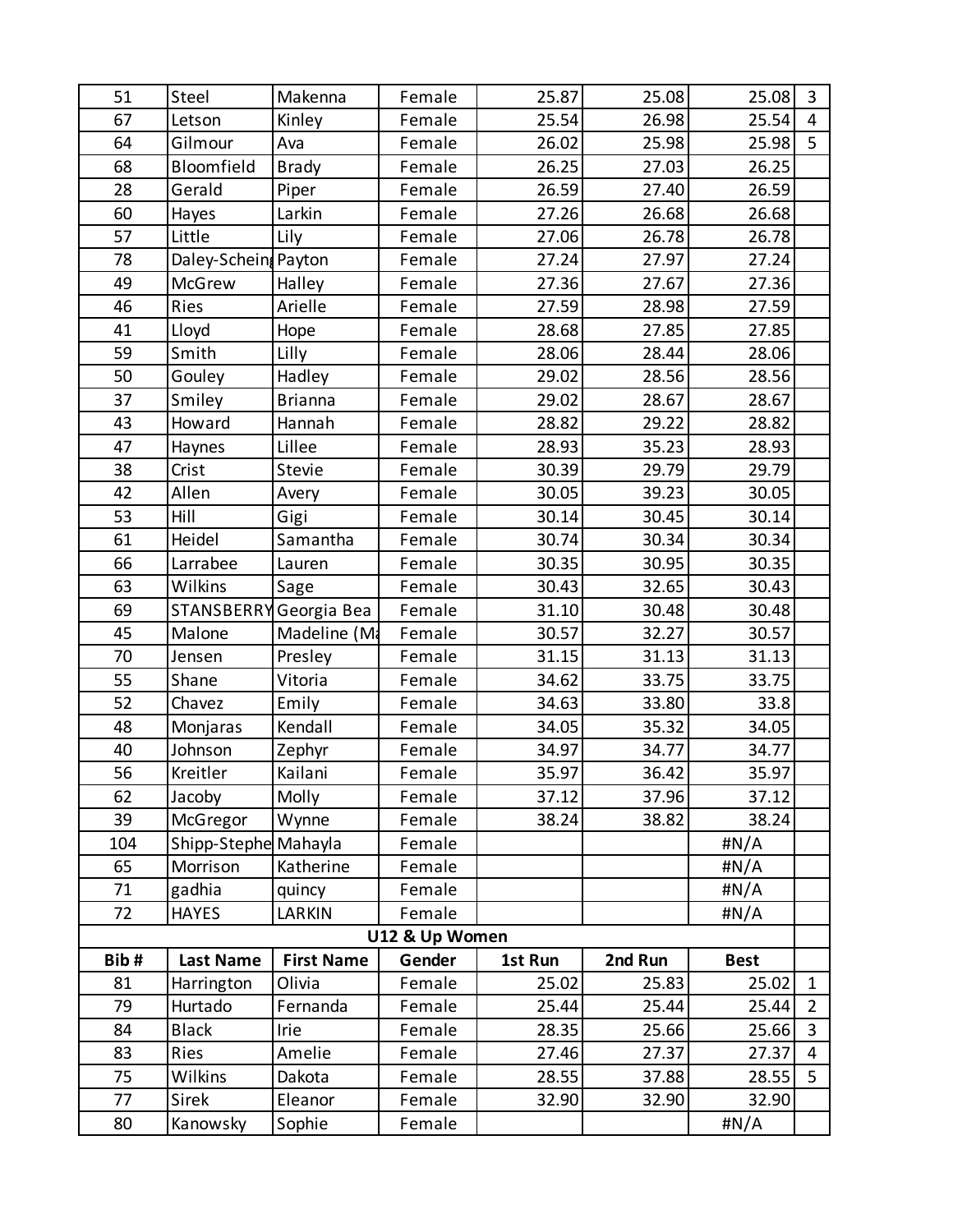| | | | | | | | |
|---|---|---|---|---|---|---|---|
| 51 | Steel | Makenna | Female | 25.87 | 25.08 | 25.08 | 3 |
| 67 | Letson | Kinley | Female | 25.54 | 26.98 | 25.54 | 4 |
| 64 | Gilmour | Ava | Female | 26.02 | 25.98 | 25.98 | 5 |
| 68 | Bloomfield | Brady | Female | 26.25 | 27.03 | 26.25 | |
| 28 | Gerald | Piper | Female | 26.59 | 27.40 | 26.59 | |
| 60 | Hayes | Larkin | Female | 27.26 | 26.68 | 26.68 | |
| 57 | Little | Lily | Female | 27.06 | 26.78 | 26.78 | |
| 78 | Daley-Schein | Payton | Female | 27.24 | 27.97 | 27.24 | |
| 49 | McGrew | Halley | Female | 27.36 | 27.67 | 27.36 | |
| 46 | Ries | Arielle | Female | 27.59 | 28.98 | 27.59 | |
| 41 | Lloyd | Hope | Female | 28.68 | 27.85 | 27.85 | |
| 59 | Smith | Lilly | Female | 28.06 | 28.44 | 28.06 | |
| 50 | Gouley | Hadley | Female | 29.02 | 28.56 | 28.56 | |
| 37 | Smiley | Brianna | Female | 29.02 | 28.67 | 28.67 | |
| 43 | Howard | Hannah | Female | 28.82 | 29.22 | 28.82 | |
| 47 | Haynes | Lillee | Female | 28.93 | 35.23 | 28.93 | |
| 38 | Crist | Stevie | Female | 30.39 | 29.79 | 29.79 | |
| 42 | Allen | Avery | Female | 30.05 | 39.23 | 30.05 | |
| 53 | Hill | Gigi | Female | 30.14 | 30.45 | 30.14 | |
| 61 | Heidel | Samantha | Female | 30.74 | 30.34 | 30.34 | |
| 66 | Larrabee | Lauren | Female | 30.35 | 30.95 | 30.35 | |
| 63 | Wilkins | Sage | Female | 30.43 | 32.65 | 30.43 | |
| 69 | STANSBERRY | Georgia Bea | Female | 31.10 | 30.48 | 30.48 | |
| 45 | Malone | Madeline (M | Female | 30.57 | 32.27 | 30.57 | |
| 70 | Jensen | Presley | Female | 31.15 | 31.13 | 31.13 | |
| 55 | Shane | Vitoria | Female | 34.62 | 33.75 | 33.75 | |
| 52 | Chavez | Emily | Female | 34.63 | 33.80 | 33.8 | |
| 48 | Monjaras | Kendall | Female | 34.05 | 35.32 | 34.05 | |
| 40 | Johnson | Zephyr | Female | 34.97 | 34.77 | 34.77 | |
| 56 | Kreitler | Kailani | Female | 35.97 | 36.42 | 35.97 | |
| 62 | Jacoby | Molly | Female | 37.12 | 37.96 | 37.12 | |
| 39 | McGregor | Wynne | Female | 38.24 | 38.82 | 38.24 | |
| 104 | Shipp-Stephe | Mahayla | Female | | | #N/A | |
| 65 | Morrison | Katherine | Female | | | #N/A | |
| 71 | gadhia | quincy | Female | | | #N/A | |
| 72 | HAYES | LARKIN | Female | | | #N/A | |

**U12 & Up Women**

| Bib # | Last Name | First Name | Gender | 1st Run | 2nd Run | Best | |
|---|---|---|---|---|---|---|---|
| 81 | Harrington | Olivia | Female | 25.02 | 25.83 | 25.02 | 1 |
| 79 | Hurtado | Fernanda | Female | 25.44 | 25.44 | 25.44 | 2 |
| 84 | Black | Irie | Female | 28.35 | 25.66 | 25.66 | 3 |
| 83 | Ries | Amelie | Female | 27.46 | 27.37 | 27.37 | 4 |
| 75 | Wilkins | Dakota | Female | 28.55 | 37.88 | 28.55 | 5 |
| 77 | Sirek | Eleanor | Female | 32.90 | 32.90 | 32.90 | |
| 80 | Kanowsky | Sophie | Female | | | #N/A | |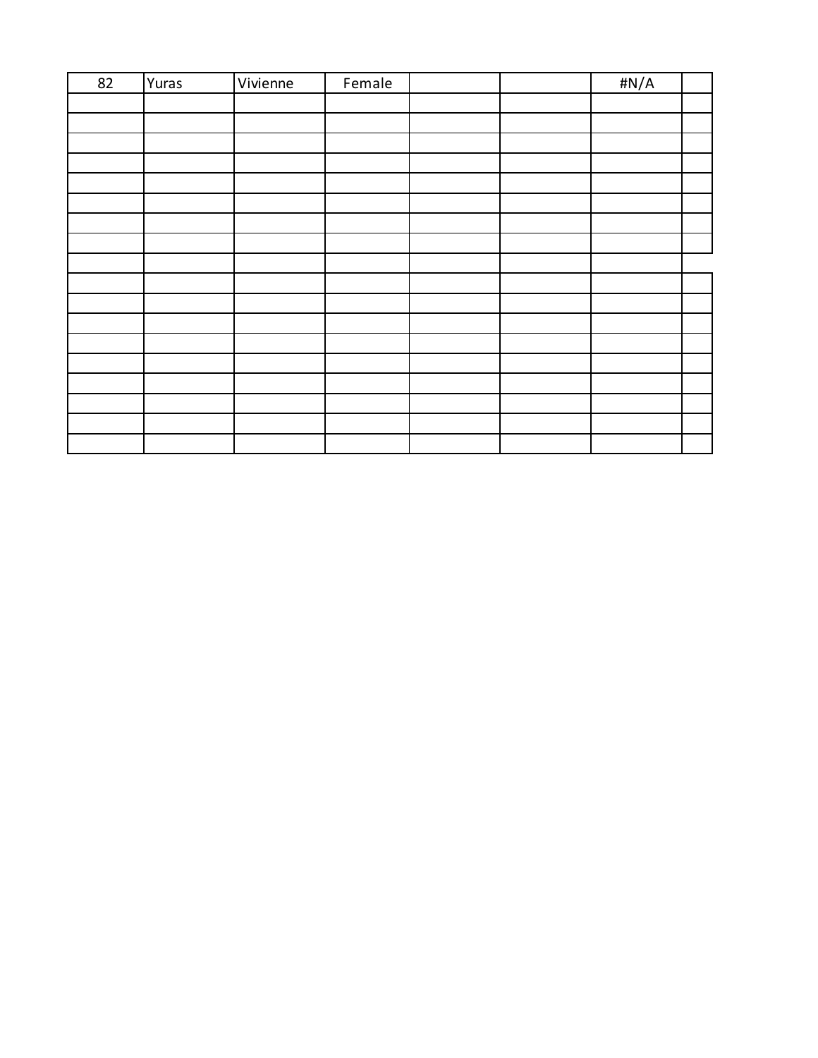| | | | | | | | |
|---|---|---|---|---|---|---|---|
| 82 | Yuras | Vivienne | Female | | | #N/A | |
| | | | | | | | |
| | | | | | | | |
| | | | | | | | |
| | | | | | | | |
| | | | | | | | |
| | | | | | | | |
| | | | | | | | |
| | | | | | | | |
| | | | | | | | |
| | | | | | | | |
| | | | | | | | |
| | | | | | | | |
| | | | | | | | |
| | | | | | | | |
| | | | | | | | |
| | | | | | | | |
| | | | | | | | |